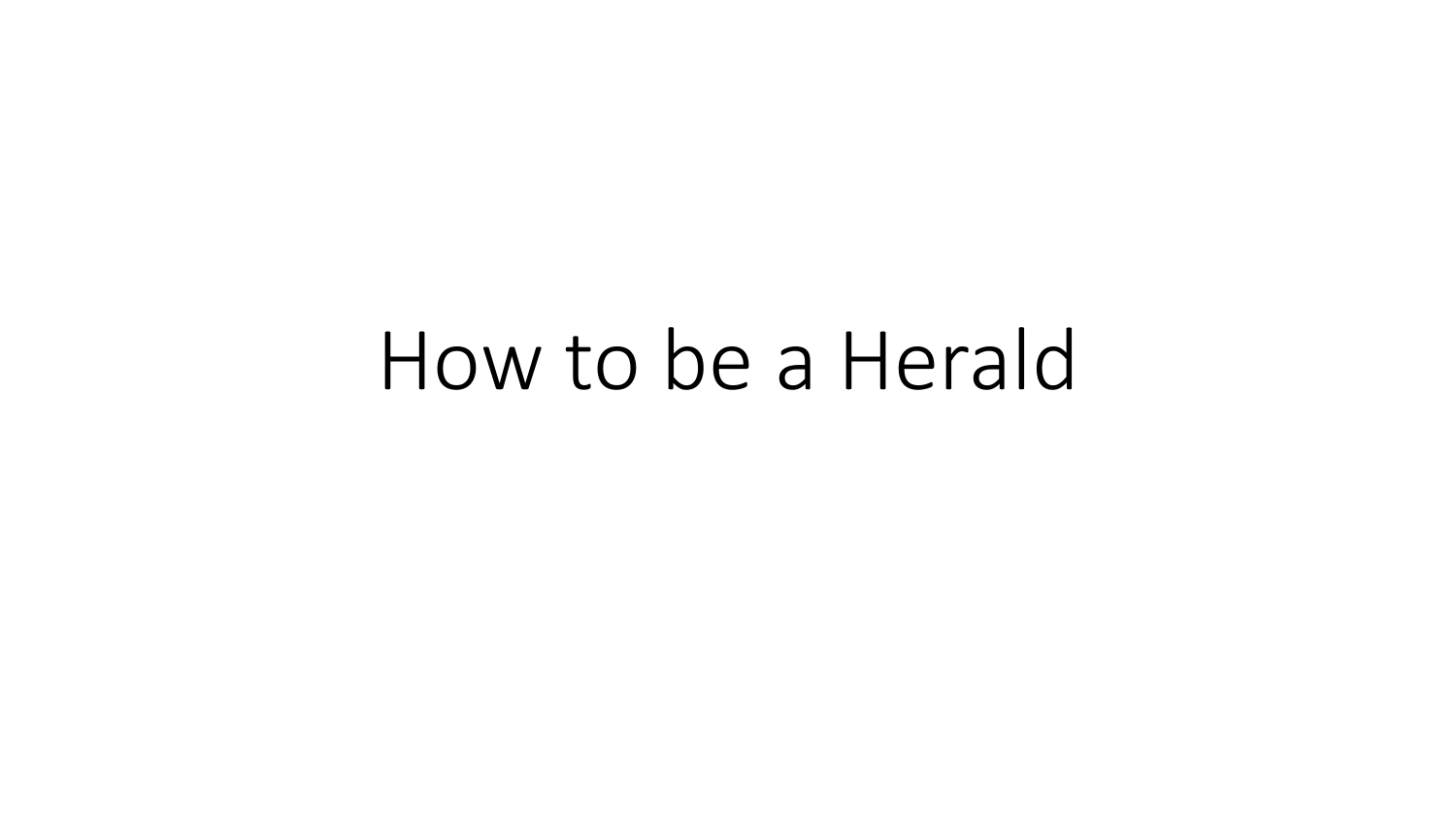# How to be a Herald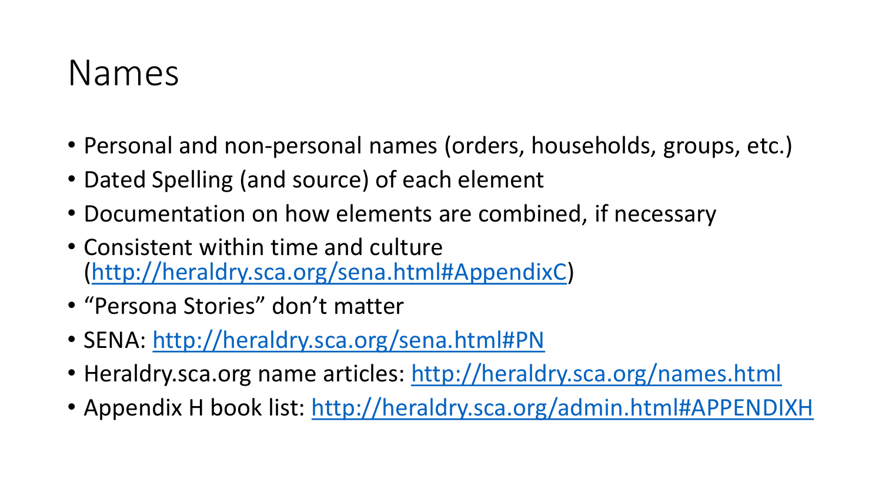# Names

- Personal and non-personal names (orders, households, groups, etc.)
- Dated Spelling (and source) of each element
- Documentation on how elements are combined, if necessary
- Consistent within time and culture (http://heraldry.sca.org/sena.html#AppendixC)
- "Persona Stories" don't matter
- SENA: http://heraldry.sca.org/sena.html#PN
- Heraldry.sca.org name articles: http://heraldry.sca.org/names.html
- Appendix H book list: http://heraldry.sca.org/admin.html#APPENDIXH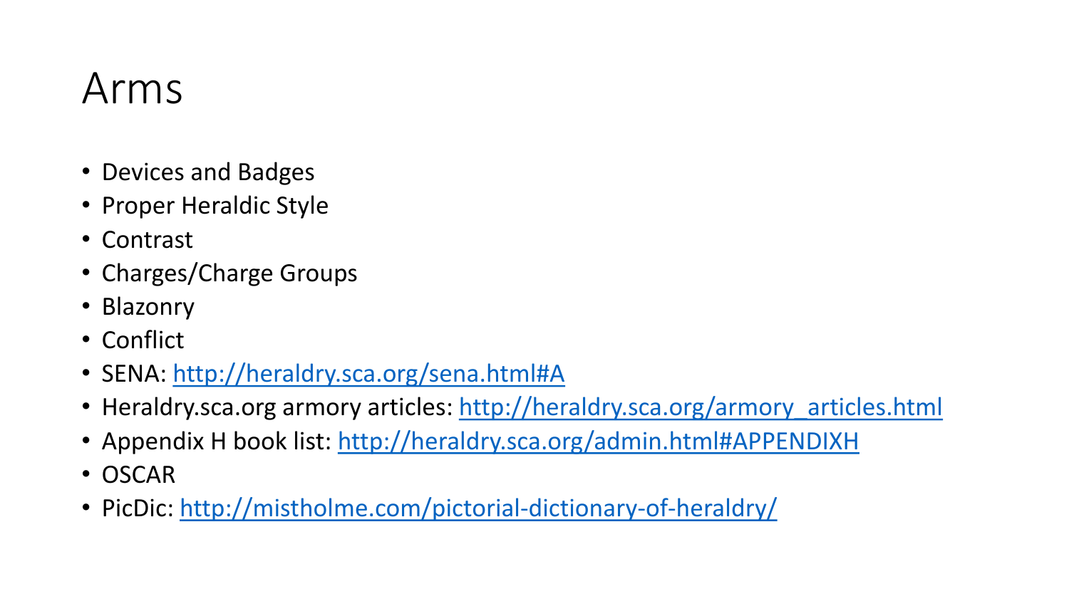# Arms

- Devices and Badges
- Proper Heraldic Style
- Contrast
- Charges/Charge Groups
- Blazonry
- Conflict
- SENA: http://heraldry.sca.org/sena.html#A
- Heraldry.sca.org armory articles: http://heraldry.sca.org/armory_articles.html
- Appendix H book list: http://heraldry.sca.org/admin.html#APPENDIXH
- OSCAR
- PicDic: http://mistholme.com/pictorial-dictionary-of-heraldry/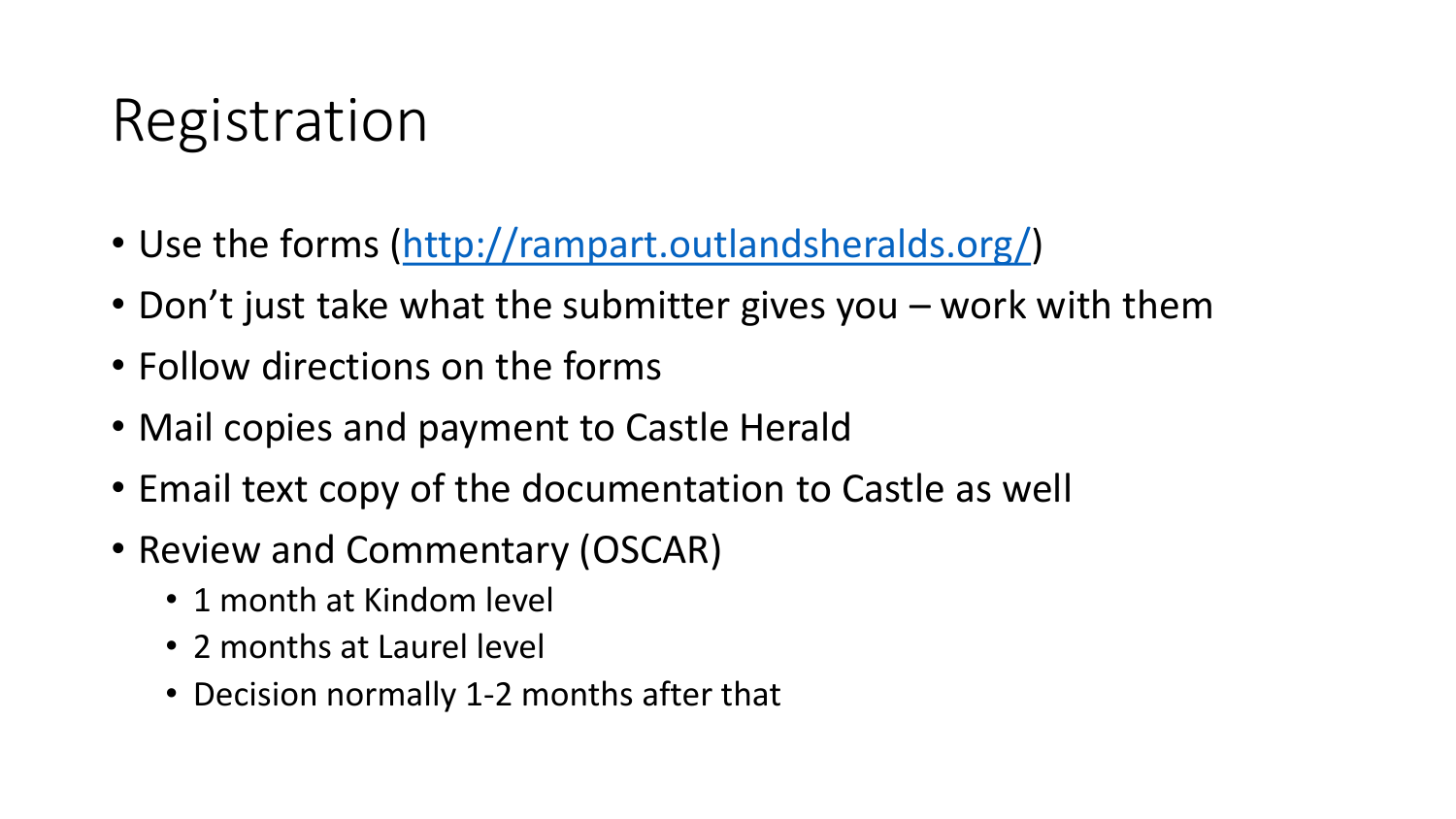# Registration

- Use the forms ([http://rampart.outlandsheralds.org/](http://rampart.outlandsheralds.org/))
- Don’t just take what the submitter gives you – work with them
- Follow directions on the forms
- Mail copies and payment to Castle Herald
- Email text copy of the documentation to Castle as well
- Review and Commentary (OSCAR)
  - 1 month at Kindom level
  - 2 months at Laurel level
  - Decision normally 1-2 months after that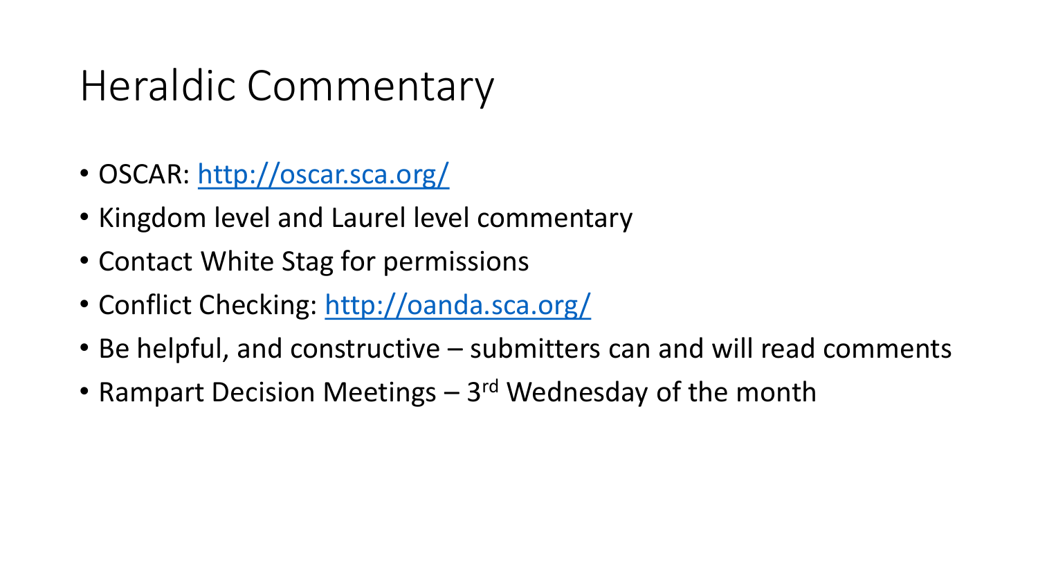# Heraldic Commentary

- OSCAR: http://oscar.sca.org/
- Kingdom level and Laurel level commentary
- Contact White Stag for permissions
- Conflict Checking: http://oanda.sca.org/
- Be helpful, and constructive – submitters can and will read comments
- Rampart Decision Meetings – 3rd Wednesday of the month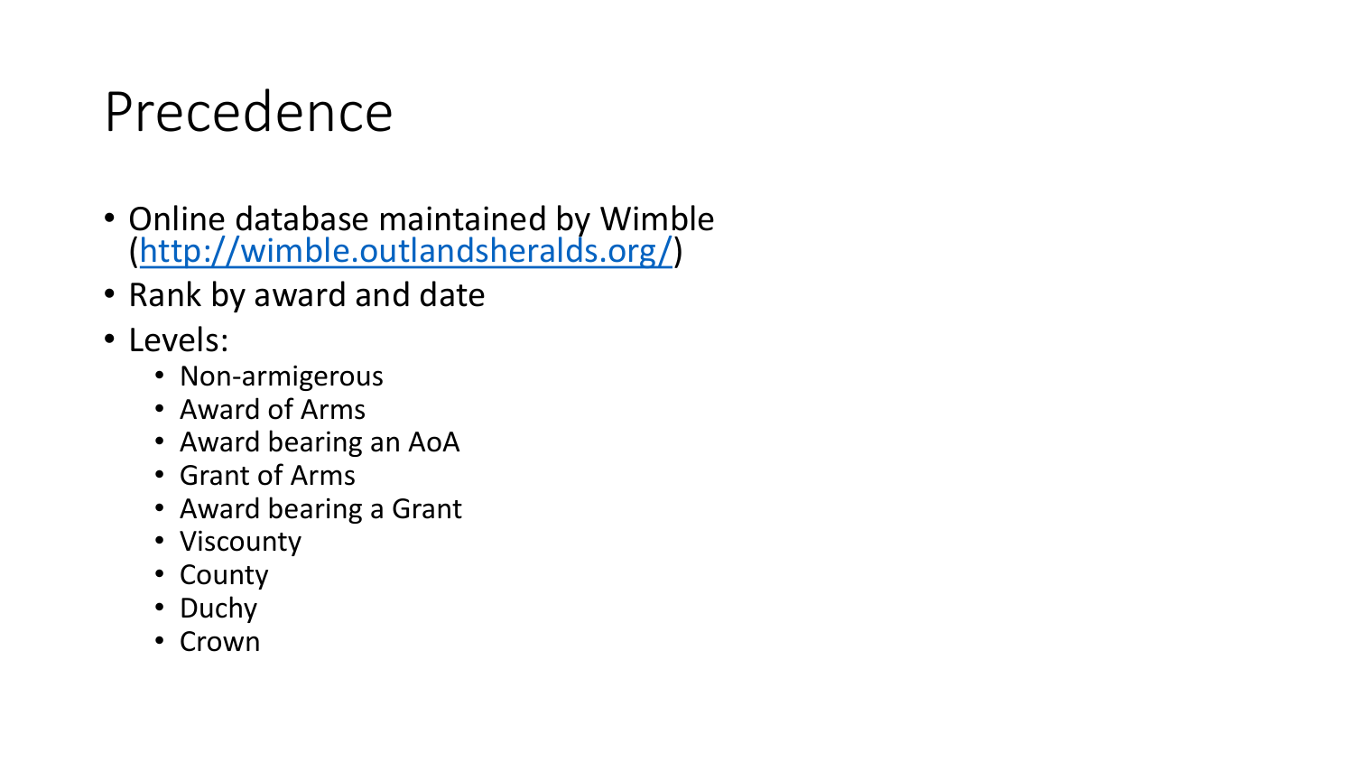# Precedence

- Online database maintained by Wimble ([http://wimble.outlandsheralds.org/](http://wimble.outlandsheralds.org/))
- Rank by award and date
- Levels:
  - Non-armigerous
  - Award of Arms
  - Award bearing an AoA
  - Grant of Arms
  - Award bearing a Grant
  - Viscounty
  - County
  - Duchy
  - Crown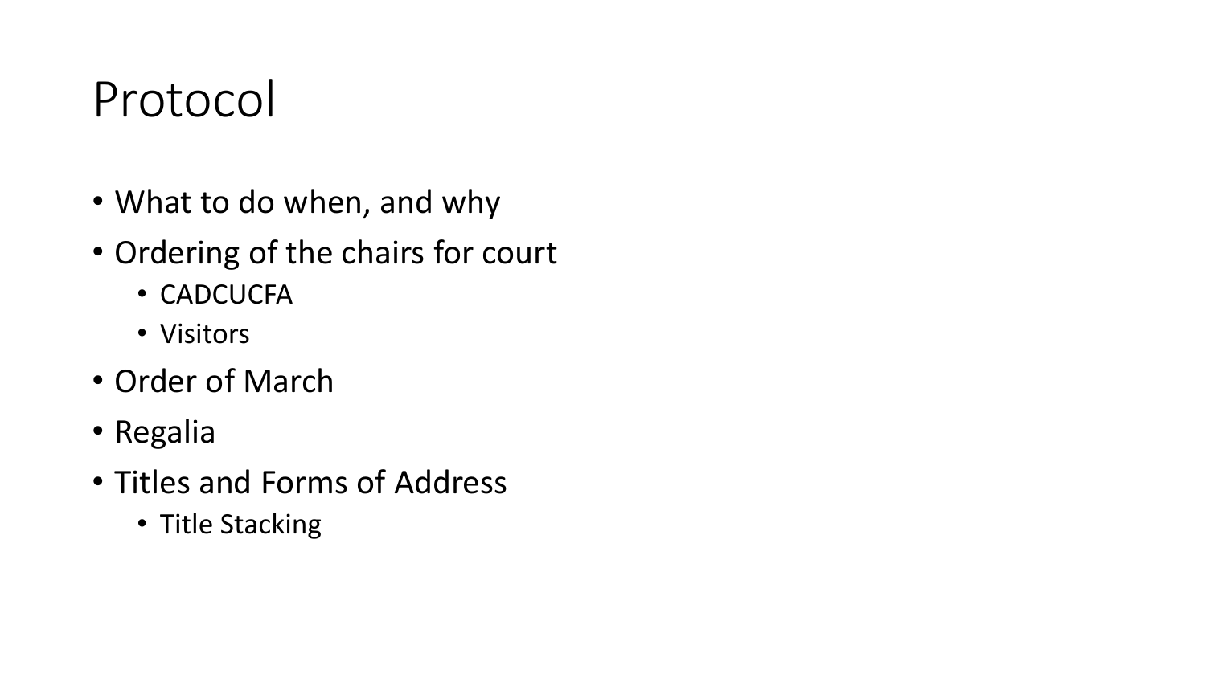# Protocol

- What to do when, and why
- Ordering of the chairs for court
  - CADCUCFA
  - Visitors
- Order of March
- Regalia
- Titles and Forms of Address
  - Title Stacking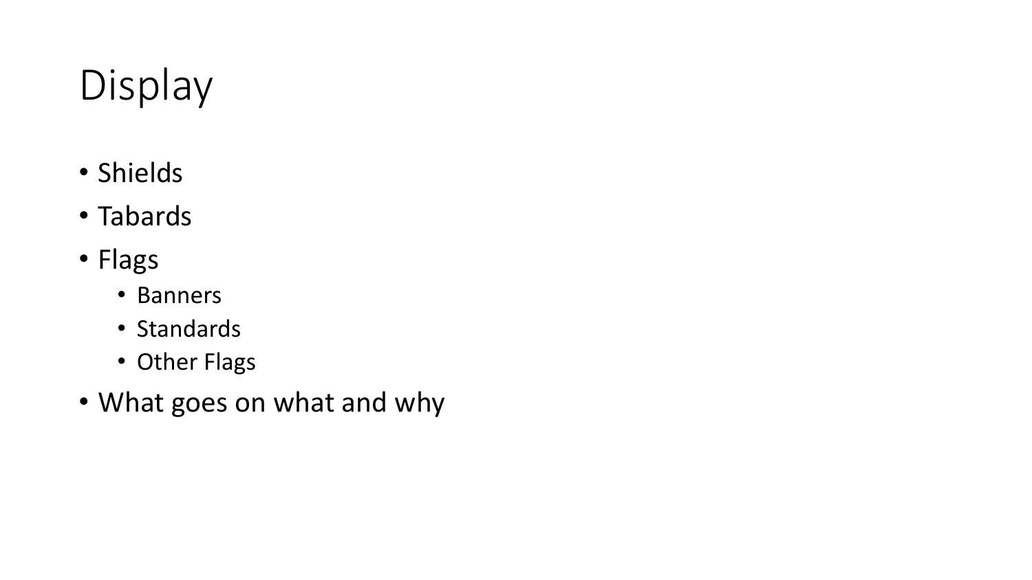# Display

- Shields
- Tabards
- Flags
  - Banners
  - Standards
  - Other Flags
- What goes on what and why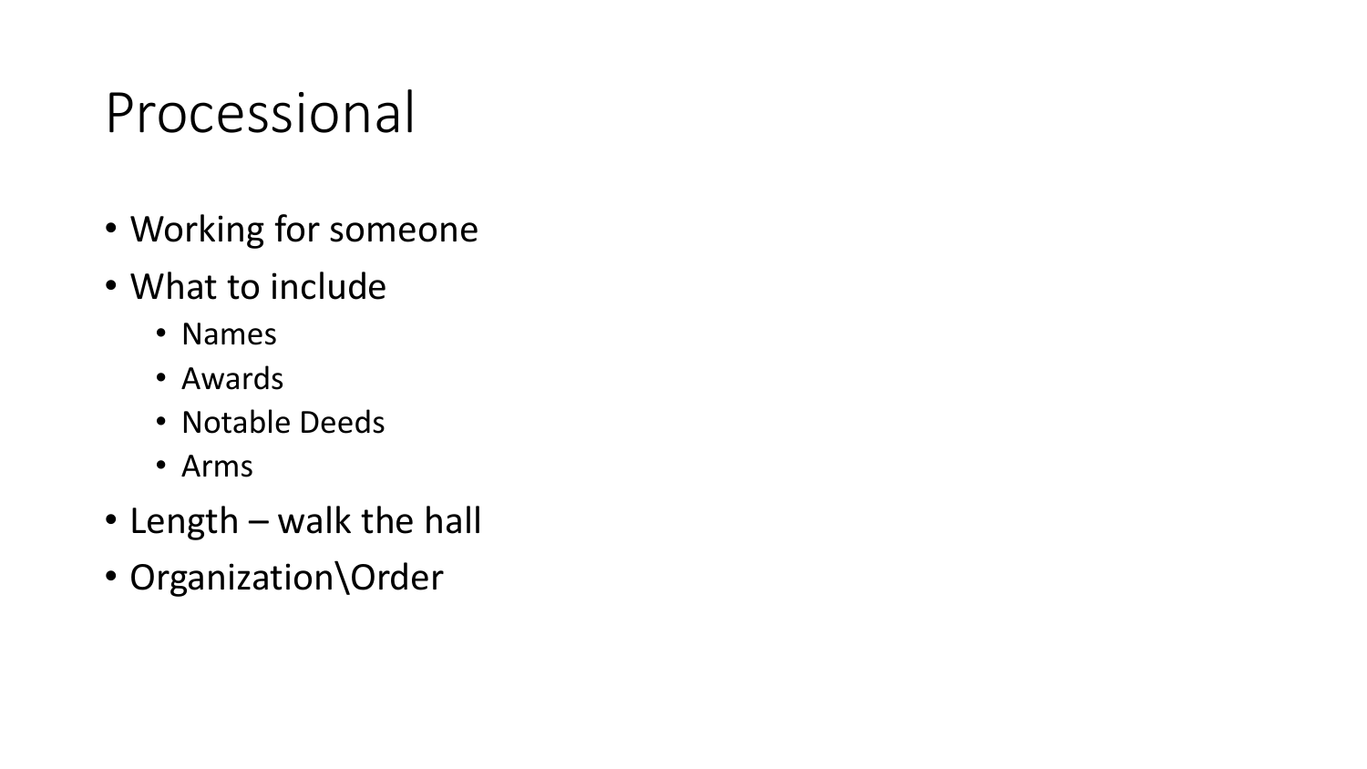# Processional

- Working for someone
- What to include
  - Names
  - Awards
  - Notable Deeds
  - Arms
- Length – walk the hall
- Organization\Order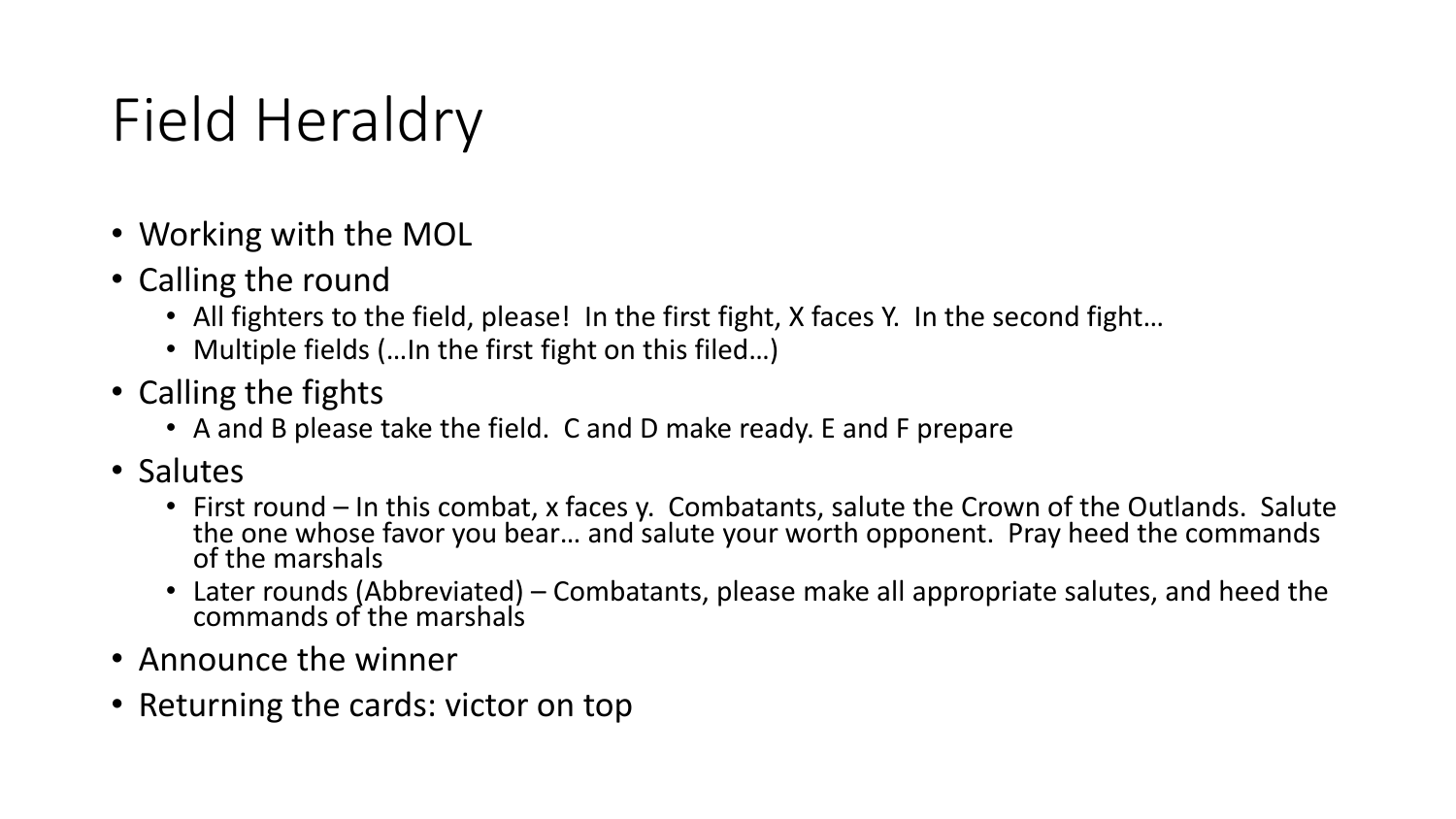# Field Heraldry

- Working with the MOL
- Calling the round
  - All fighters to the field, please! In the first fight, X faces Y. In the second fight…
  - Multiple fields (…In the first fight on this filed…)
- Calling the fights
  - A and B please take the field. C and D make ready. E and F prepare
- Salutes
  - First round – In this combat, x faces y. Combatants, salute the Crown of the Outlands. Salute the one whose favor you bear… and salute your worth opponent. Pray heed the commands of the marshals
  - Later rounds (Abbreviated) – Combatants, please make all appropriate salutes, and heed the commands of the marshals
- Announce the winner
- Returning the cards: victor on top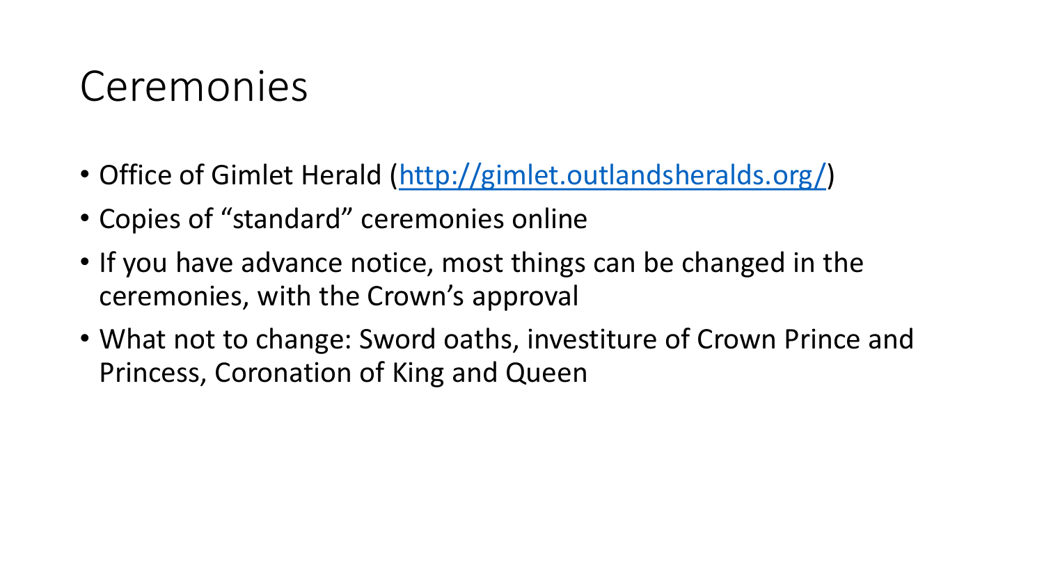# Ceremonies

- Office of Gimlet Herald ([http://gimlet.outlandsheralds.org/](http://gimlet.outlandsheralds.org/))
- Copies of "standard" ceremonies online
- If you have advance notice, most things can be changed in the ceremonies, with the Crown's approval
- What not to change: Sword oaths, investiture of Crown Prince and Princess, Coronation of King and Queen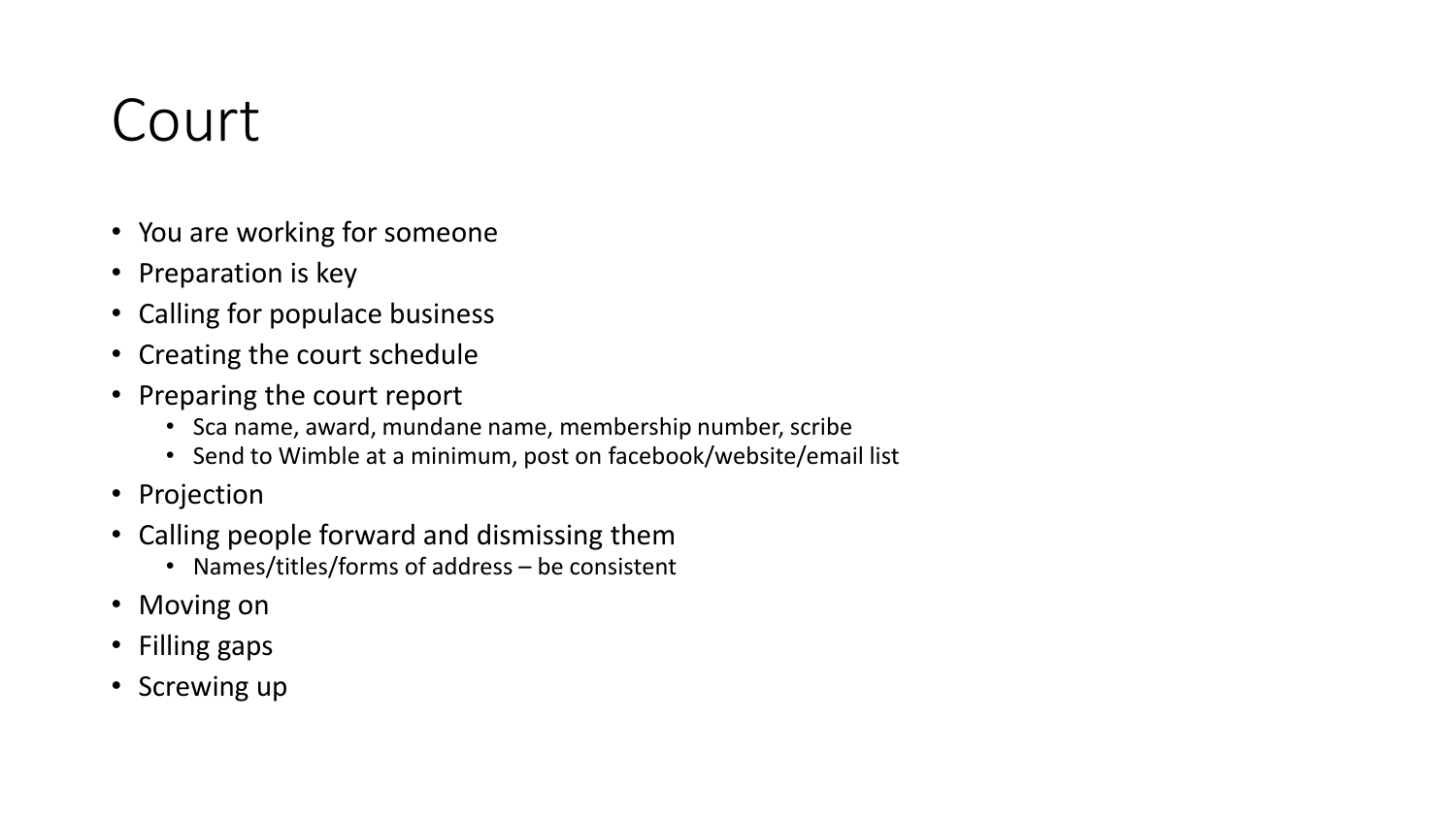# Court

- You are working for someone
- Preparation is key
- Calling for populace business
- Creating the court schedule
- Preparing the court report
  - Sca name, award, mundane name, membership number, scribe
  - Send to Wimble at a minimum, post on facebook/website/email list
- Projection
- Calling people forward and dismissing them
  - Names/titles/forms of address – be consistent
- Moving on
- Filling gaps
- Screwing up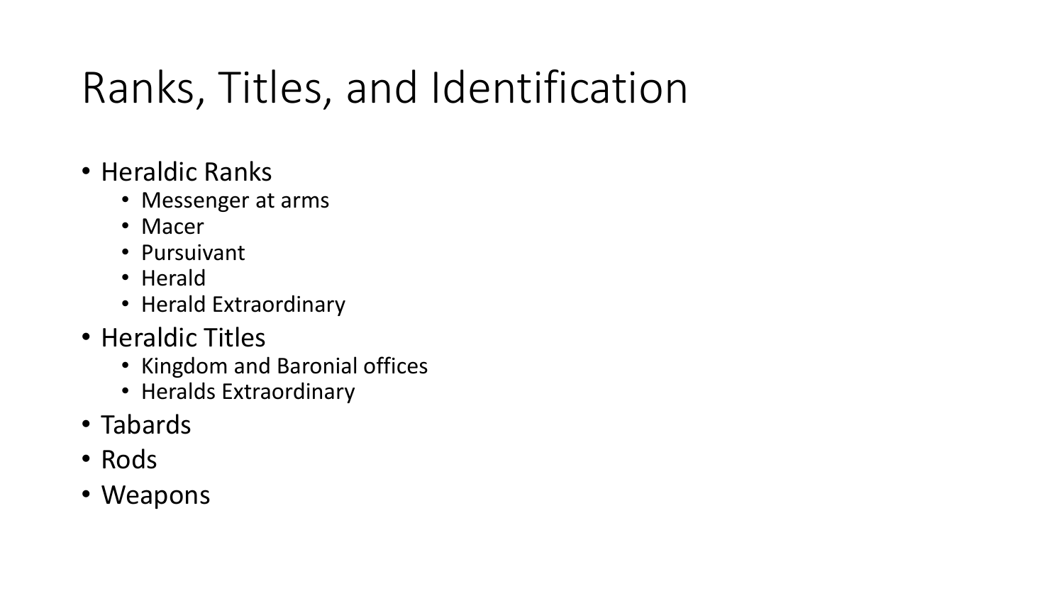# Ranks, Titles, and Identification

- Heraldic Ranks
  - Messenger at arms
  - Macer
  - Pursuivant
  - Herald
  - Herald Extraordinary
- Heraldic Titles
  - Kingdom and Baronial offices
  - Heralds Extraordinary
- Tabards
- Rods
- Weapons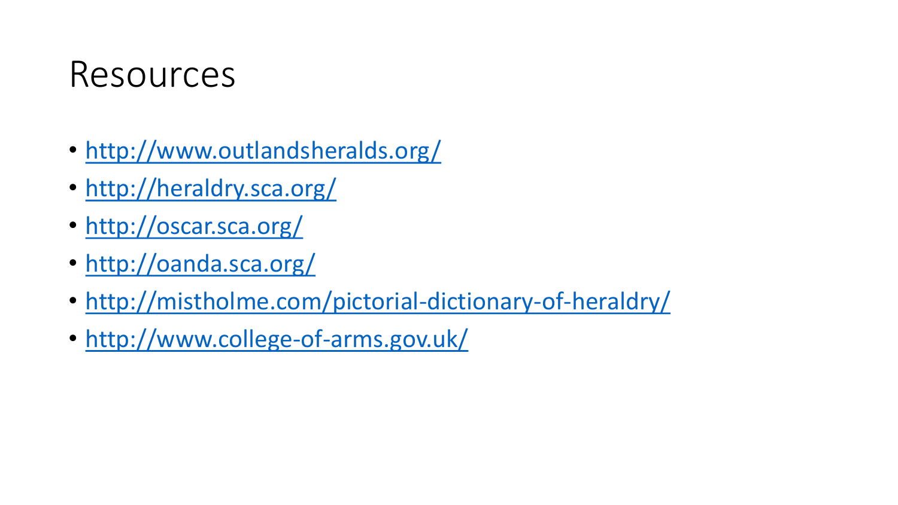# Resources

- http://www.outlandsheralds.org/
- http://heraldry.sca.org/
- http://oscar.sca.org/
- http://oanda.sca.org/
- http://mistholme.com/pictorial-dictionary-of-heraldry/
- http://www.college-of-arms.gov.uk/